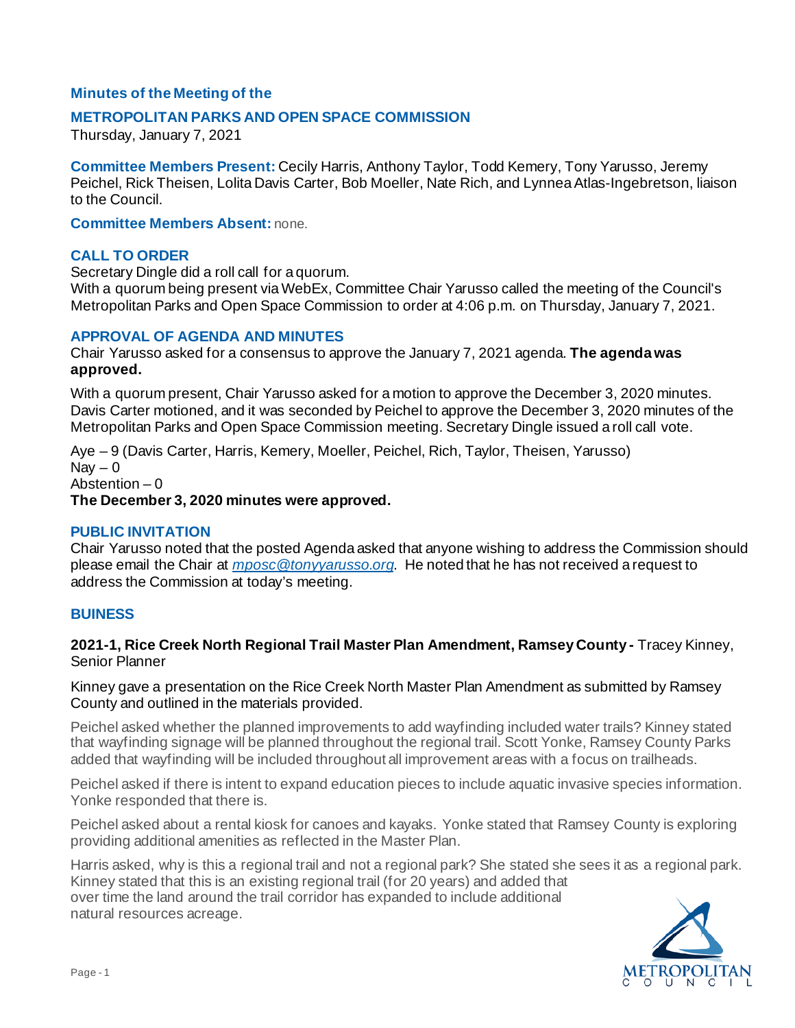**Minutes of the Meeting of the**

## METROPOLITAN PARKS AND OPEN SPACE COMMISSION

Thursday, January 7, 2021

**Committee Members Present:** Cecily Harris, Anthony Taylor, Todd Kemery, Tony Yarusso, Jeremy Peichel, Rick Theisen, Lolita Davis Carter, Bob Moeller, Nate Rich, and Lynnea Atlas-Ingebretson, liaison to the Council.

**Committee Members Absent:** none.

### CALL TO ORDER

Secretary Dingle did a roll call for a quorum.
With a quorum being present via WebEx, Committee Chair Yarusso called the meeting of the Council's Metropolitan Parks and Open Space Commission to order at 4:06 p.m. on Thursday, January 7, 2021.

### APPROVAL OF AGENDA AND MINUTES

Chair Yarusso asked for a consensus to approve the January 7, 2021 agenda. **The agenda was approved.**

With a quorum present, Chair Yarusso asked for a motion to approve the December 3, 2020 minutes. Davis Carter motioned, and it was seconded by Peichel to approve the December 3, 2020 minutes of the Metropolitan Parks and Open Space Commission meeting. Secretary Dingle issued a roll call vote.

Aye – 9 (Davis Carter, Harris, Kemery, Moeller, Peichel, Rich, Taylor, Theisen, Yarusso)
Nay – 0
Abstention – 0
**The December 3, 2020 minutes were approved.**

### PUBLIC INVITATION

Chair Yarusso noted that the posted Agenda asked that anyone wishing to address the Commission should please email the Chair at *mposc@tonyyarusso.org*. He noted that he has not received a request to address the Commission at today's meeting.

### BUINESS

**2021-1, Rice Creek North Regional Trail Master Plan Amendment, Ramsey County -** Tracey Kinney, Senior Planner

Kinney gave a presentation on the Rice Creek North Master Plan Amendment as submitted by Ramsey County and outlined in the materials provided.

Peichel asked whether the planned improvements to add wayfinding included water trails? Kinney stated that wayfinding signage will be planned throughout the regional trail. Scott Yonke, Ramsey County Parks added that wayfinding will be included throughout all improvement areas with a focus on trailheads.

Peichel asked if there is intent to expand education pieces to include aquatic invasive species information. Yonke responded that there is.

Peichel asked about a rental kiosk for canoes and kayaks. Yonke stated that Ramsey County is exploring providing additional amenities as reflected in the Master Plan.

Harris asked, why is this a regional trail and not a regional park? She stated she sees it as a regional park. Kinney stated that this is an existing regional trail (for 20 years) and added that over time the land around the trail corridor has expanded to include additional natural resources acreage.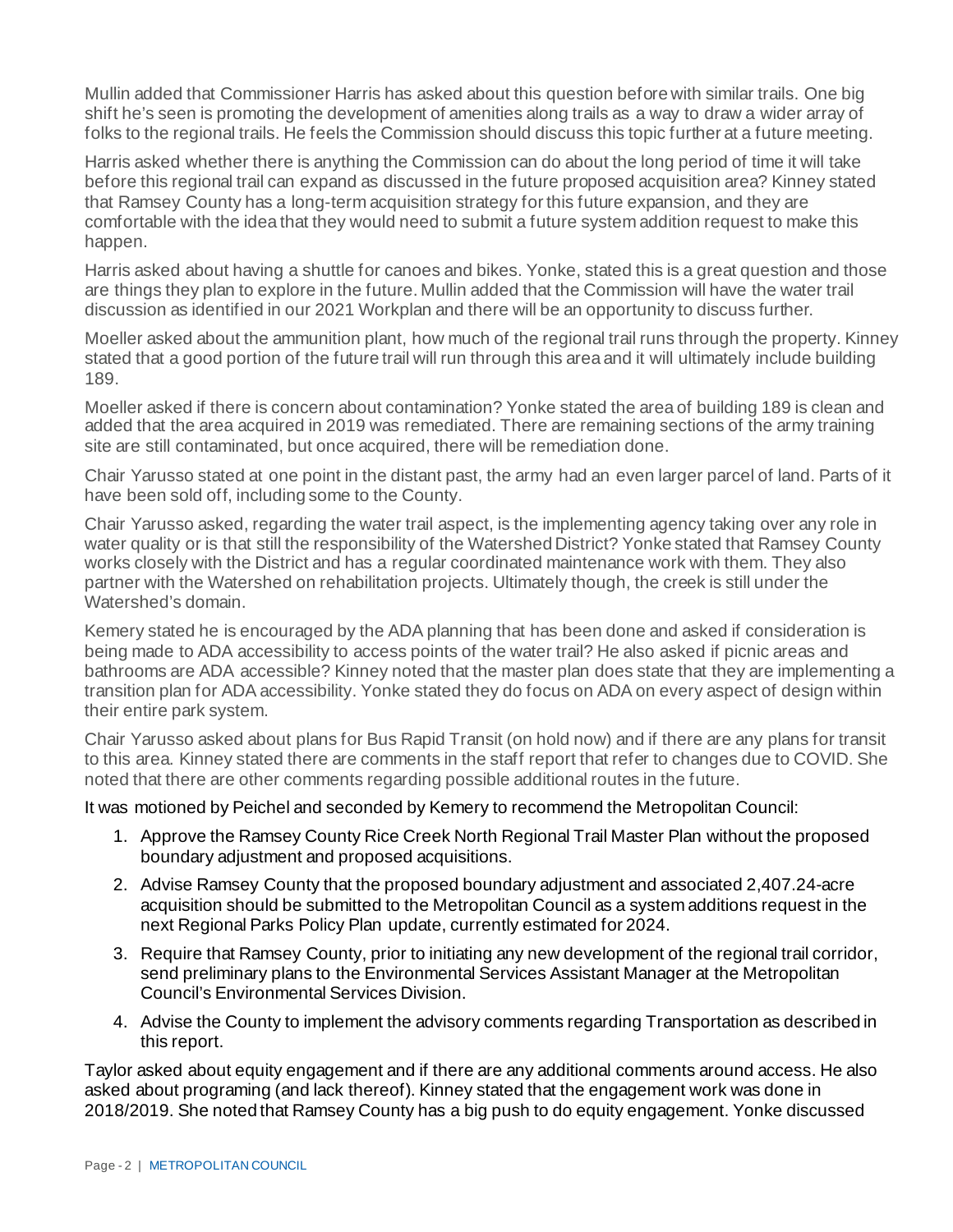Mullin added that Commissioner Harris has asked about this question before with similar trails. One big shift he's seen is promoting the development of amenities along trails as a way to draw a wider array of folks to the regional trails. He feels the Commission should discuss this topic further at a future meeting.

Harris asked whether there is anything the Commission can do about the long period of time it will take before this regional trail can expand as discussed in the future proposed acquisition area? Kinney stated that Ramsey County has a long-term acquisition strategy for this future expansion, and they are comfortable with the idea that they would need to submit a future system addition request to make this happen.

Harris asked about having a shuttle for canoes and bikes. Yonke, stated this is a great question and those are things they plan to explore in the future. Mullin added that the Commission will have the water trail discussion as identified in our 2021 Workplan and there will be an opportunity to discuss further.

Moeller asked about the ammunition plant, how much of the regional trail runs through the property. Kinney stated that a good portion of the future trail will run through this area and it will ultimately include building 189.

Moeller asked if there is concern about contamination? Yonke stated the area of building 189 is clean and added that the area acquired in 2019 was remediated. There are remaining sections of the army training site are still contaminated, but once acquired, there will be remediation done.

Chair Yarusso stated at one point in the distant past, the army had an even larger parcel of land. Parts of it have been sold off, including some to the County.

Chair Yarusso asked, regarding the water trail aspect, is the implementing agency taking over any role in water quality or is that still the responsibility of the Watershed District? Yonke stated that Ramsey County works closely with the District and has a regular coordinated maintenance work with them. They also partner with the Watershed on rehabilitation projects. Ultimately though, the creek is still under the Watershed's domain.

Kemery stated he is encouraged by the ADA planning that has been done and asked if consideration is being made to ADA accessibility to access points of the water trail? He also asked if picnic areas and bathrooms are ADA accessible? Kinney noted that the master plan does state that they are implementing a transition plan for ADA accessibility. Yonke stated they do focus on ADA on every aspect of design within their entire park system.

Chair Yarusso asked about plans for Bus Rapid Transit (on hold now) and if there are any plans for transit to this area. Kinney stated there are comments in the staff report that refer to changes due to COVID. She noted that there are other comments regarding possible additional routes in the future.

It was motioned by Peichel and seconded by Kemery to recommend the Metropolitan Council:

1. Approve the Ramsey County Rice Creek North Regional Trail Master Plan without the proposed boundary adjustment and proposed acquisitions.
2. Advise Ramsey County that the proposed boundary adjustment and associated 2,407.24-acre acquisition should be submitted to the Metropolitan Council as a system additions request in the next Regional Parks Policy Plan update, currently estimated for 2024.
3. Require that Ramsey County, prior to initiating any new development of the regional trail corridor, send preliminary plans to the Environmental Services Assistant Manager at the Metropolitan Council's Environmental Services Division.
4. Advise the County to implement the advisory comments regarding Transportation as described in this report.

Taylor asked about equity engagement and if there are any additional comments around access. He also asked about programing (and lack thereof). Kinney stated that the engagement work was done in 2018/2019. She noted that Ramsey County has a big push to do equity engagement. Yonke discussed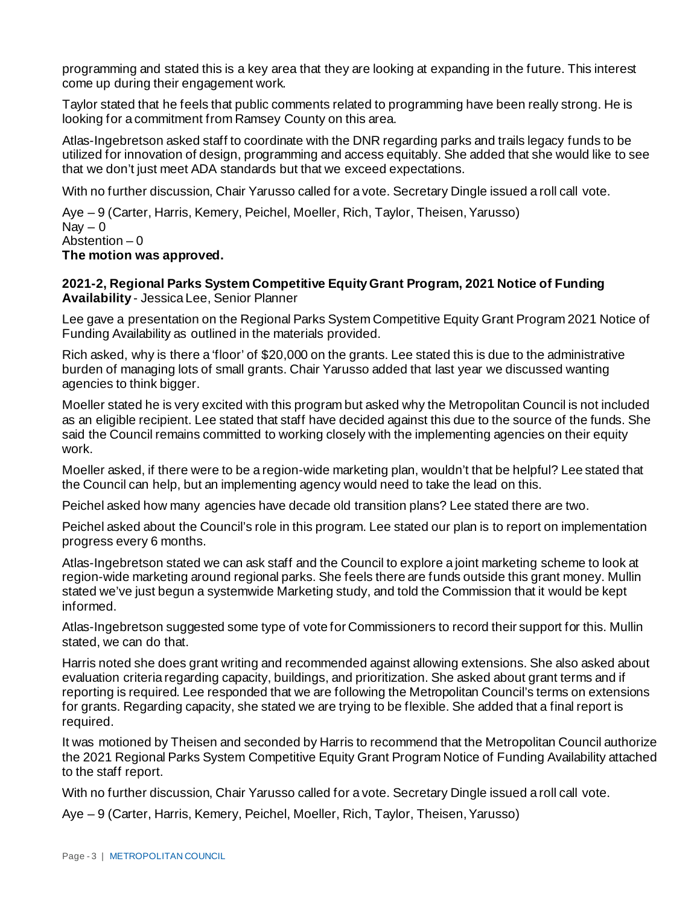programming and stated this is a key area that they are looking at expanding in the future. This interest come up during their engagement work.

Taylor stated that he feels that public comments related to programming have been really strong. He is looking for a commitment from Ramsey County on this area.

Atlas-Ingebretson asked staff to coordinate with the DNR regarding parks and trails legacy funds to be utilized for innovation of design, programming and access equitably. She added that she would like to see that we don't just meet ADA standards but that we exceed expectations.

With no further discussion, Chair Yarusso called for a vote. Secretary Dingle issued a roll call vote.

Aye – 9 (Carter, Harris, Kemery, Peichel, Moeller, Rich, Taylor, Theisen, Yarusso)
Nay – 0
Abstention – 0
**The motion was approved.**

**2021-2, Regional Parks System Competitive Equity Grant Program, 2021 Notice of Funding Availability** - Jessica Lee, Senior Planner

Lee gave a presentation on the Regional Parks System Competitive Equity Grant Program 2021 Notice of Funding Availability as outlined in the materials provided.

Rich asked, why is there a 'floor' of $20,000 on the grants. Lee stated this is due to the administrative burden of managing lots of small grants. Chair Yarusso added that last year we discussed wanting agencies to think bigger.

Moeller stated he is very excited with this program but asked why the Metropolitan Council is not included as an eligible recipient. Lee stated that staff have decided against this due to the source of the funds. She said the Council remains committed to working closely with the implementing agencies on their equity work.

Moeller asked, if there were to be a region-wide marketing plan, wouldn't that be helpful? Lee stated that the Council can help, but an implementing agency would need to take the lead on this.

Peichel asked how many agencies have decade old transition plans? Lee stated there are two.

Peichel asked about the Council's role in this program. Lee stated our plan is to report on implementation progress every 6 months.

Atlas-Ingebretson stated we can ask staff and the Council to explore a joint marketing scheme to look at region-wide marketing around regional parks. She feels there are funds outside this grant money. Mullin stated we've just begun a systemwide Marketing study, and told the Commission that it would be kept informed.

Atlas-Ingebretson suggested some type of vote for Commissioners to record their support for this. Mullin stated, we can do that.

Harris noted she does grant writing and recommended against allowing extensions. She also asked about evaluation criteria regarding capacity, buildings, and prioritization. She asked about grant terms and if reporting is required. Lee responded that we are following the Metropolitan Council's terms on extensions for grants. Regarding capacity, she stated we are trying to be flexible. She added that a final report is required.

It was motioned by Theisen and seconded by Harris to recommend that the Metropolitan Council authorize the 2021 Regional Parks System Competitive Equity Grant Program Notice of Funding Availability attached to the staff report.

With no further discussion, Chair Yarusso called for a vote. Secretary Dingle issued a roll call vote.

Aye – 9 (Carter, Harris, Kemery, Peichel, Moeller, Rich, Taylor, Theisen, Yarusso)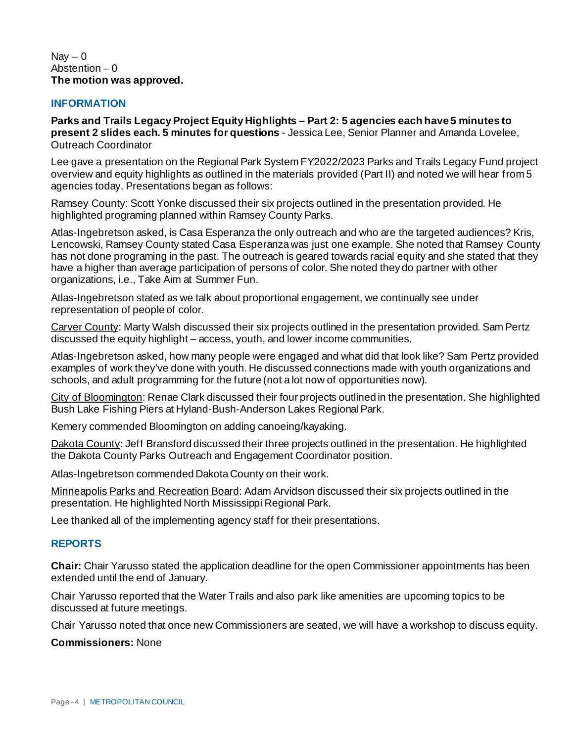Nay – 0
Abstention – 0
**The motion was approved.**

## INFORMATION

**Parks and Trails Legacy Project Equity Highlights – Part 2: 5 agencies each have 5 minutes to present 2 slides each. 5 minutes for questions** - Jessica Lee, Senior Planner and Amanda Lovelee, Outreach Coordinator

Lee gave a presentation on the Regional Park System FY2022/2023 Parks and Trails Legacy Fund project overview and equity highlights as outlined in the materials provided (Part II) and noted we will hear from 5 agencies today. Presentations began as follows:

Ramsey County: Scott Yonke discussed their six projects outlined in the presentation provided. He highlighted programing planned within Ramsey County Parks.

Atlas-Ingebretson asked, is Casa Esperanza the only outreach and who are the targeted audiences? Kris, Lencowski, Ramsey County stated Casa Esperanza was just one example. She noted that Ramsey County has not done programing in the past. The outreach is geared towards racial equity and she stated that they have a higher than average participation of persons of color. She noted they do partner with other organizations, i.e., Take Aim at Summer Fun.

Atlas-Ingebretson stated as we talk about proportional engagement, we continually see under representation of people of color.

Carver County: Marty Walsh discussed their six projects outlined in the presentation provided. Sam Pertz discussed the equity highlight – access, youth, and lower income communities.

Atlas-Ingebretson asked, how many people were engaged and what did that look like? Sam Pertz provided examples of work they've done with youth. He discussed connections made with youth organizations and schools, and adult programming for the future (not a lot now of opportunities now).

City of Bloomington: Renae Clark discussed their four projects outlined in the presentation. She highlighted Bush Lake Fishing Piers at Hyland-Bush-Anderson Lakes Regional Park.

Kemery commended Bloomington on adding canoeing/kayaking.

Dakota County: Jeff Bransford discussed their three projects outlined in the presentation. He highlighted the Dakota County Parks Outreach and Engagement Coordinator position.

Atlas-Ingebretson commended Dakota County on their work.

Minneapolis Parks and Recreation Board: Adam Arvidson discussed their six projects outlined in the presentation. He highlighted North Mississippi Regional Park.

Lee thanked all of the implementing agency staff for their presentations.

## REPORTS

**Chair:** Chair Yarusso stated the application deadline for the open Commissioner appointments has been extended until the end of January.

Chair Yarusso reported that the Water Trails and also park like amenities are upcoming topics to be discussed at future meetings.

Chair Yarusso noted that once new Commissioners are seated, we will have a workshop to discuss equity.

**Commissioners:** None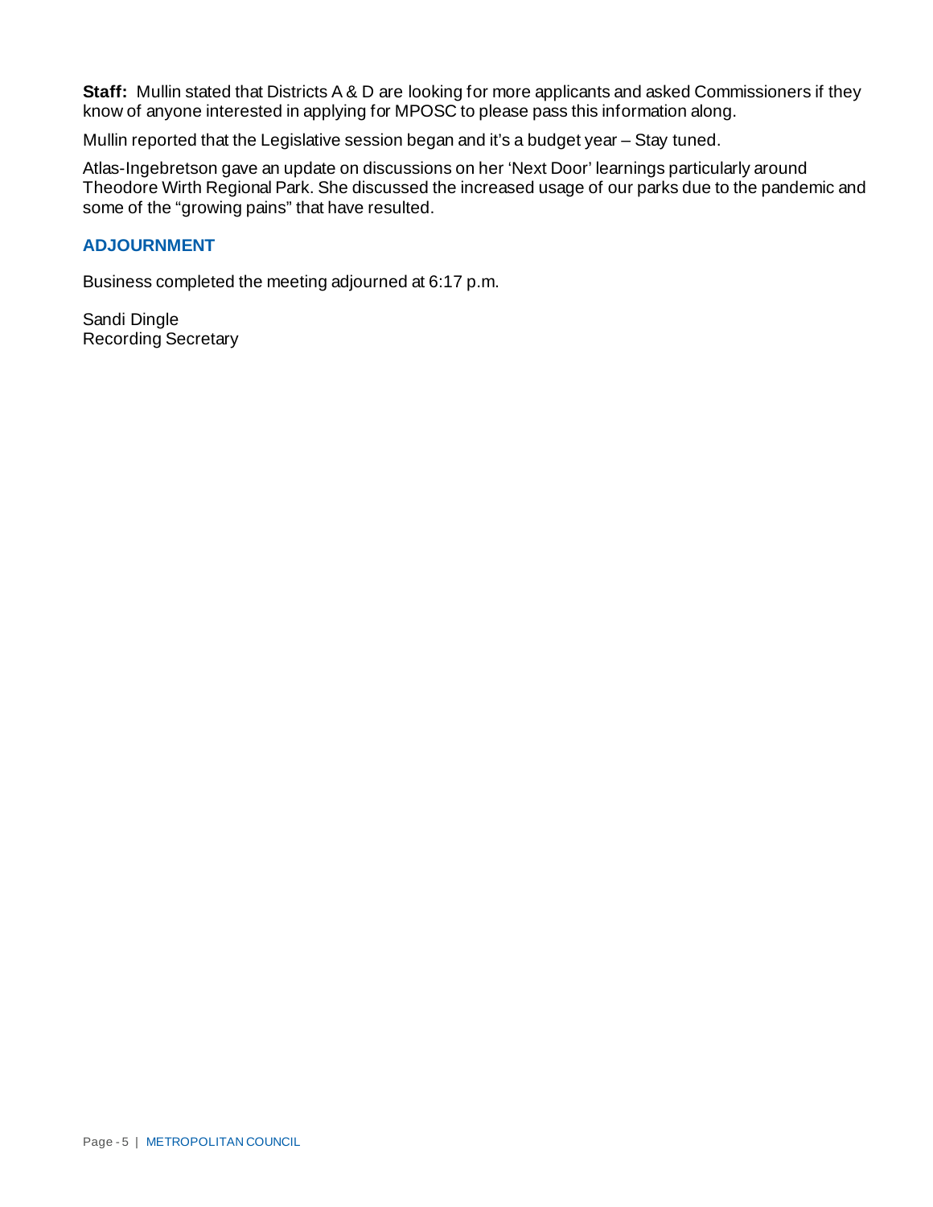**Staff:** Mullin stated that Districts A & D are looking for more applicants and asked Commissioners if they know of anyone interested in applying for MPOSC to please pass this information along.

Mullin reported that the Legislative session began and it's a budget year – Stay tuned.

Atlas-Ingebretson gave an update on discussions on her 'Next Door' learnings particularly around Theodore Wirth Regional Park. She discussed the increased usage of our parks due to the pandemic and some of the "growing pains" that have resulted.

## ADJOURNMENT

Business completed the meeting adjourned at 6:17 p.m.

Sandi Dingle
Recording Secretary